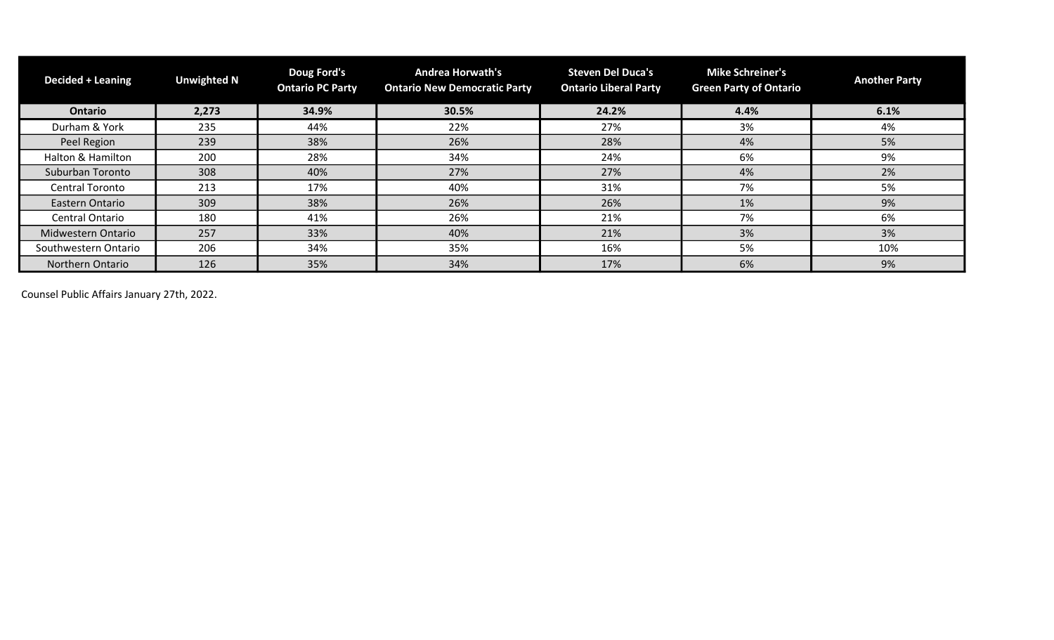| Decided + Leaning | Unweighted N | Doug Ford's Ontario PC Party | Andrea Horwath's Ontario New Democratic Party | Steven Del Duca's Ontario Liberal Party | Mike Schreiner's Green Party of Ontario | Another Party |
|---|---|---|---|---|---|---|
| **Ontario** | **2,273** | **34.9%** | **30.5%** | **24.2%** | **4.4%** | **6.1%** |
| Durham & York | 235 | 44% | 22% | 27% | 3% | 4% |
| Peel Region | 239 | 38% | 26% | 28% | 4% | 5% |
| Halton & Hamilton | 200 | 28% | 34% | 24% | 6% | 9% |
| Suburban Toronto | 308 | 40% | 27% | 27% | 4% | 2% |
| Central Toronto | 213 | 17% | 40% | 31% | 7% | 5% |
| Eastern Ontario | 309 | 38% | 26% | 26% | 1% | 9% |
| Central Ontario | 180 | 41% | 26% | 21% | 7% | 6% |
| Midwestern Ontario | 257 | 33% | 40% | 21% | 3% | 3% |
| Southwestern Ontario | 206 | 34% | 35% | 16% | 5% | 10% |
| Northern Ontario | 126 | 35% | 34% | 17% | 6% | 9% |

Counsel Public Affairs January 27th, 2022.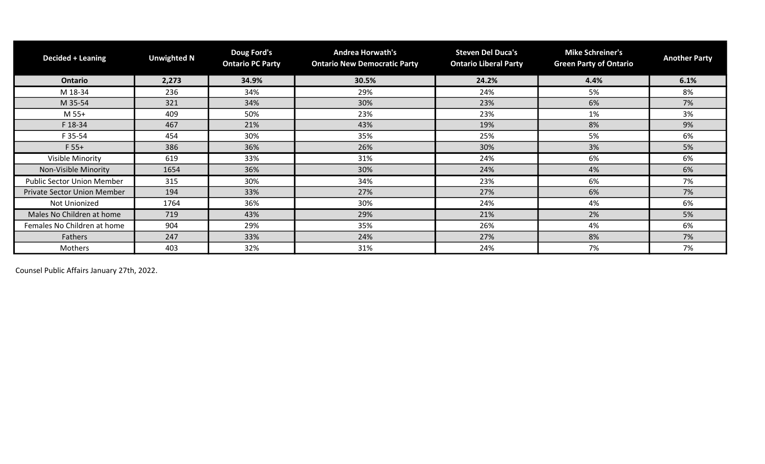| Decided + Leaning | Unweighted N | Doug Ford's Ontario PC Party | Andrea Horwath's Ontario New Democratic Party | Steven Del Duca's Ontario Liberal Party | Mike Schreiner's Green Party of Ontario | Another Party |
|---|---|---|---|---|---|---|
| **Ontario** | **2,273** | **34.9%** | **30.5%** | **24.2%** | **4.4%** | **6.1%** |
| M 18-34 | 236 | 34% | 29% | 24% | 5% | 8% |
| M 35-54 | 321 | 34% | 30% | 23% | 6% | 7% |
| M 55+ | 409 | 50% | 23% | 23% | 1% | 3% |
| F 18-34 | 467 | 21% | 43% | 19% | 8% | 9% |
| F 35-54 | 454 | 30% | 35% | 25% | 5% | 6% |
| F 55+ | 386 | 36% | 26% | 30% | 3% | 5% |
| Visible Minority | 619 | 33% | 31% | 24% | 6% | 6% |
| Non-Visible Minority | 1654 | 36% | 30% | 24% | 4% | 6% |
| Public Sector Union Member | 315 | 30% | 34% | 23% | 6% | 7% |
| Private Sector Union Member | 194 | 33% | 27% | 27% | 6% | 7% |
| Not Unionized | 1764 | 36% | 30% | 24% | 4% | 6% |
| Males No Children at home | 719 | 43% | 29% | 21% | 2% | 5% |
| Females No Children at home | 904 | 29% | 35% | 26% | 4% | 6% |
| Fathers | 247 | 33% | 24% | 27% | 8% | 7% |
| Mothers | 403 | 32% | 31% | 24% | 7% | 7% |

Counsel Public Affairs January 27th, 2022.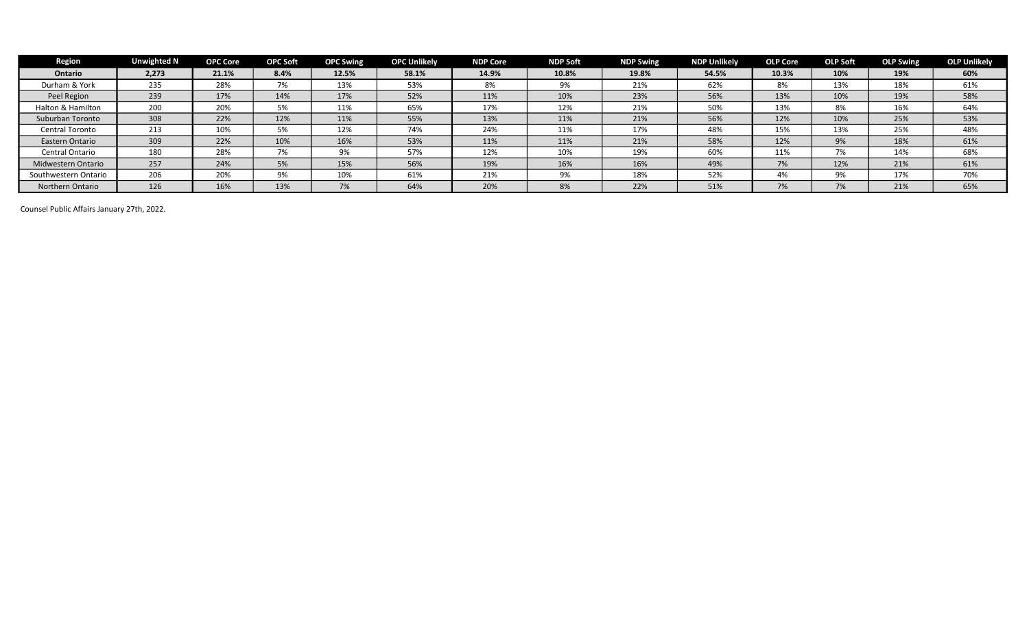| Region | Unweighted N | OPC Core | OPC Soft | OPC Swing | OPC Unlikely | NDP Core | NDP Soft | NDP Swing | NDP Unlikely | OLP Core | OLP Soft | OLP Swing | OLP Unlikely |
|---|---|---|---|---|---|---|---|---|---|---|---|---|---|
| **Ontario** | **2,273** | **21.1%** | **8.4%** | **12.5%** | **58.1%** | **14.9%** | **10.8%** | **19.8%** | **54.5%** | **10.3%** | **10%** | **19%** | **60%** |
| Durham & York | 235 | 28% | 7% | 13% | 53% | 8% | 9% | 21% | 62% | 8% | 13% | 18% | 61% |
| Peel Region | 239 | 17% | 14% | 17% | 52% | 11% | 10% | 23% | 56% | 13% | 10% | 19% | 58% |
| Halton & Hamilton | 200 | 20% | 5% | 11% | 65% | 17% | 12% | 21% | 50% | 13% | 8% | 16% | 64% |
| Suburban Toronto | 308 | 22% | 12% | 11% | 55% | 13% | 11% | 21% | 56% | 12% | 10% | 25% | 53% |
| Central Toronto | 213 | 10% | 5% | 12% | 74% | 24% | 11% | 17% | 48% | 15% | 13% | 25% | 48% |
| Eastern Ontario | 309 | 22% | 10% | 16% | 53% | 11% | 11% | 21% | 58% | 12% | 9% | 18% | 61% |
| Central Ontario | 180 | 28% | 7% | 9% | 57% | 12% | 10% | 19% | 60% | 11% | 7% | 14% | 68% |
| Midwestern Ontario | 257 | 24% | 5% | 15% | 56% | 19% | 16% | 16% | 49% | 7% | 12% | 21% | 61% |
| Southwestern Ontario | 206 | 20% | 9% | 10% | 61% | 21% | 9% | 18% | 52% | 4% | 9% | 17% | 70% |
| Northern Ontario | 126 | 16% | 13% | 7% | 64% | 20% | 8% | 22% | 51% | 7% | 7% | 21% | 65% |

Counsel Public Affairs January 27th, 2022.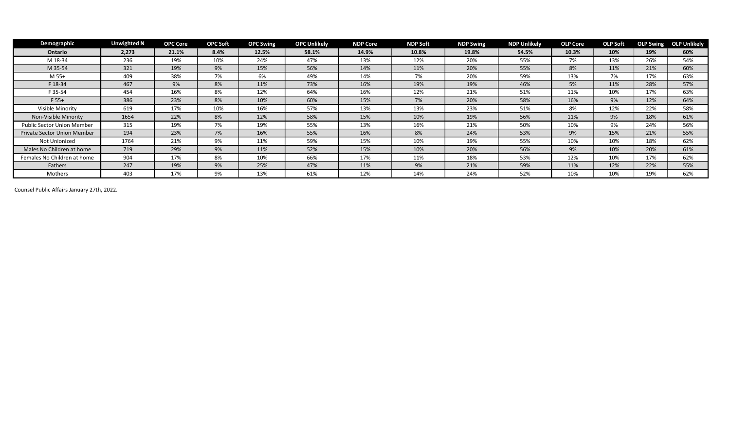| Demographic | Unweighted N | OPC Core | OPC Soft | OPC Swing | OPC Unlikely | NDP Core | NDP Soft | NDP Swing | NDP Unlikely | OLP Core | OLP Soft | OLP Swing | OLP Unlikely |
|---|---|---|---|---|---|---|---|---|---|---|---|---|---|
| **Ontario** | **2,273** | **21.1%** | **8.4%** | **12.5%** | **58.1%** | **14.9%** | **10.8%** | **19.8%** | **54.5%** | **10.3%** | **10%** | **19%** | **60%** |
| M 18-34 | 236 | 19% | 10% | 24% | 47% | 13% | 12% | 20% | 55% | 7% | 13% | 26% | 54% |
| M 35-54 | 321 | 19% | 9% | 15% | 56% | 14% | 11% | 20% | 55% | 8% | 11% | 21% | 60% |
| M 55+ | 409 | 38% | 7% | 6% | 49% | 14% | 7% | 20% | 59% | 13% | 7% | 17% | 63% |
| F 18-34 | 467 | 9% | 8% | 11% | 73% | 16% | 19% | 19% | 46% | 5% | 11% | 28% | 57% |
| F 35-54 | 454 | 16% | 8% | 12% | 64% | 16% | 12% | 21% | 51% | 11% | 10% | 17% | 63% |
| F 55+ | 386 | 23% | 8% | 10% | 60% | 15% | 7% | 20% | 58% | 16% | 9% | 12% | 64% |
| Visible Minority | 619 | 17% | 10% | 16% | 57% | 13% | 13% | 23% | 51% | 8% | 12% | 22% | 58% |
| Non-Visible Minority | 1654 | 22% | 8% | 12% | 58% | 15% | 10% | 19% | 56% | 11% | 9% | 18% | 61% |
| Public Sector Union Member | 315 | 19% | 7% | 19% | 55% | 13% | 16% | 21% | 50% | 10% | 9% | 24% | 56% |
| Private Sector Union Member | 194 | 23% | 7% | 16% | 55% | 16% | 8% | 24% | 53% | 9% | 15% | 21% | 55% |
| Not Unionized | 1764 | 21% | 9% | 11% | 59% | 15% | 10% | 19% | 55% | 10% | 10% | 18% | 62% |
| Males No Children at home | 719 | 29% | 9% | 11% | 52% | 15% | 10% | 20% | 56% | 9% | 10% | 20% | 61% |
| Females No Children at home | 904 | 17% | 8% | 10% | 66% | 17% | 11% | 18% | 53% | 12% | 10% | 17% | 62% |
| Fathers | 247 | 19% | 9% | 25% | 47% | 11% | 9% | 21% | 59% | 11% | 12% | 22% | 55% |
| Mothers | 403 | 17% | 9% | 13% | 61% | 12% | 14% | 24% | 52% | 10% | 10% | 19% | 62% |

Counsel Public Affairs January 27th, 2022.